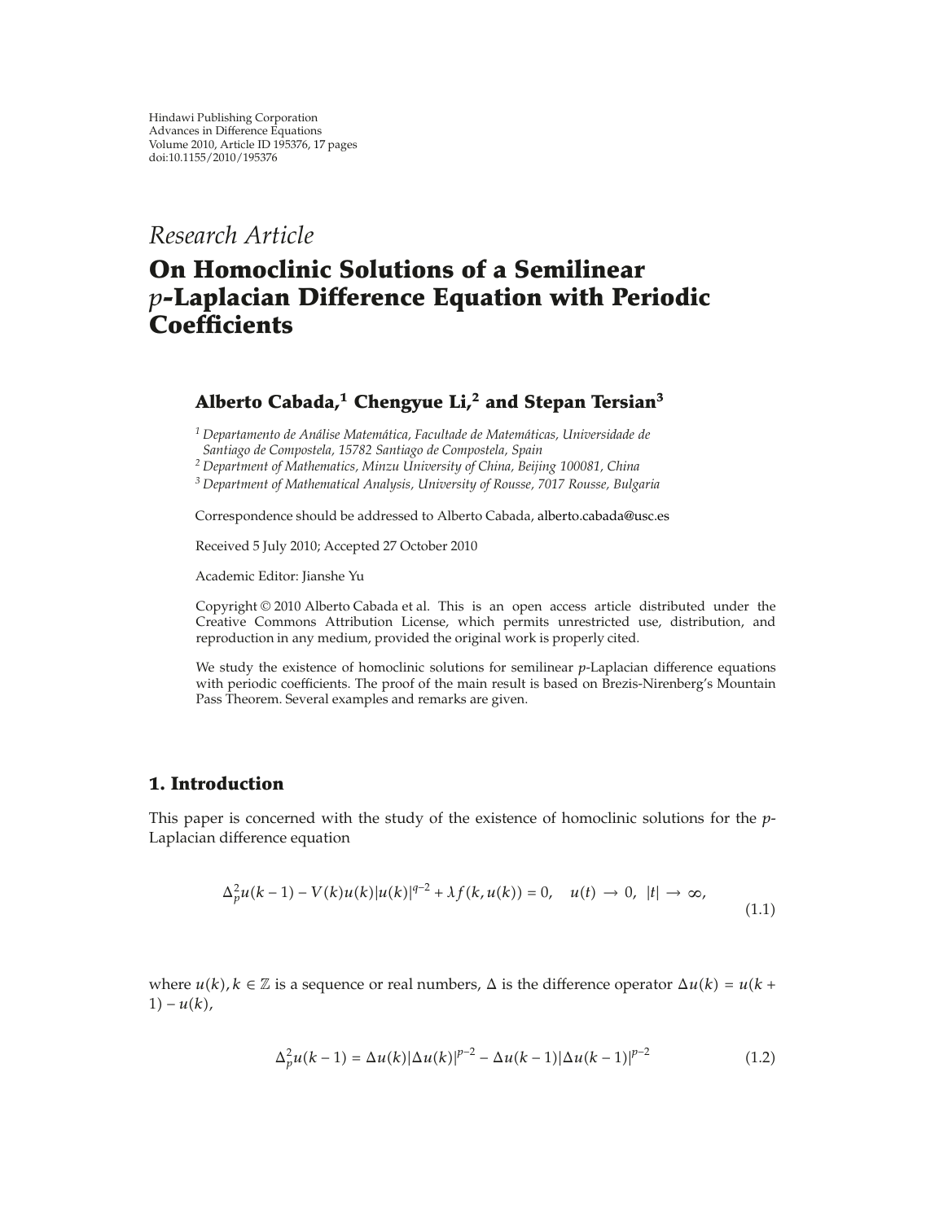Hindawi Publishing Corporation
Advances in Difference Equations
Volume 2010, Article ID 195376, 17 pages
doi:10.1155/2010/195376

*Research Article*

# On Homoclinic Solutions of a Semilinear *p*-Laplacian Difference Equation with Periodic Coefficients

**Alberto Cabada,[1] Chengyue Li,[2] and Stepan Tersian[3]**

[1] *Departamento de Análise Matemática, Facultade de Matemáticas, Universidade de Santiago de Compostela, 15782 Santiago de Compostela, Spain*
[2] *Department of Mathematics, Minzu University of China, Beijing 100081, China*
[3] *Department of Mathematical Analysis, University of Rousse, 7017 Rousse, Bulgaria*

Correspondence should be addressed to Alberto Cabada, alberto.cabada@usc.es

Received 5 July 2010; Accepted 27 October 2010

Academic Editor: Jianshe Yu

Copyright © 2010 Alberto Cabada et al. This is an open access article distributed under the Creative Commons Attribution License, which permits unrestricted use, distribution, and reproduction in any medium, provided the original work is properly cited.

We study the existence of homoclinic solutions for semilinear $p$-Laplacian difference equations with periodic coefficients. The proof of the main result is based on Brezis-Nirenberg's Mountain Pass Theorem. Several examples and remarks are given.

## 1. Introduction

This paper is concerned with the study of the existence of homoclinic solutions for the $p$-Laplacian difference equation

$$\Delta_p^2 u(k-1) - V(k)u(k)|u(k)|^{q-2} + \lambda f(k, u(k)) = 0, \quad u(t) \to 0, \ |t| \to \infty, \tag{1.1}$$

where $u(k), k \in \mathbb{Z}$ is a sequence or real numbers, $\Delta$ is the difference operator $\Delta u(k) = u(k+1) - u(k)$,

$$\Delta_p^2 u(k-1) = \Delta u(k)|\Delta u(k)|^{p-2} - \Delta u(k-1)|\Delta u(k-1)|^{p-2} \tag{1.2}$$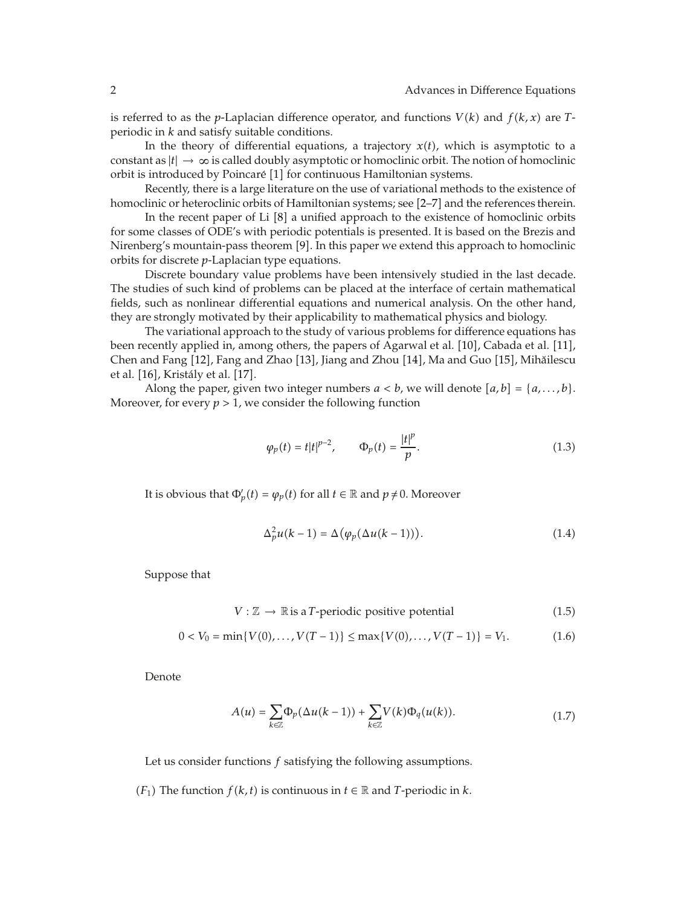is referred to as the $p$-Laplacian difference operator, and functions $V(k)$ and $f(k,x)$ are $T$-periodic in $k$ and satisfy suitable conditions.

In the theory of differential equations, a trajectory $x(t)$, which is asymptotic to a constant as $|t| \to \infty$ is called doubly asymptotic or homoclinic orbit. The notion of homoclinic orbit is introduced by Poincaré [1] for continuous Hamiltonian systems.

Recently, there is a large literature on the use of variational methods to the existence of homoclinic or heteroclinic orbits of Hamiltonian systems; see [2–7] and the references therein.

In the recent paper of Li [8] a unified approach to the existence of homoclinic orbits for some classes of ODE's with periodic potentials is presented. It is based on the Brezis and Nirenberg's mountain-pass theorem [9]. In this paper we extend this approach to homoclinic orbits for discrete $p$-Laplacian type equations.

Discrete boundary value problems have been intensively studied in the last decade. The studies of such kind of problems can be placed at the interface of certain mathematical fields, such as nonlinear differential equations and numerical analysis. On the other hand, they are strongly motivated by their applicability to mathematical physics and biology.

The variational approach to the study of various problems for difference equations has been recently applied in, among others, the papers of Agarwal et al. [10], Cabada et al. [11], Chen and Fang [12], Fang and Zhao [13], Jiang and Zhou [14], Ma and Guo [15], Mihăilescu et al. [16], Kristály et al. [17].

Along the paper, given two integer numbers $a < b$, we will denote $[a,b] = \{a,\ldots,b\}$. Moreover, for every $p > 1$, we consider the following function

$$\varphi_p(t) = t|t|^{p-2}, \qquad \Phi_p(t) = \frac{|t|^p}{p}. \tag{1.3}$$

It is obvious that $\Phi_p'(t) = \varphi_p(t)$ for all $t \in \mathbb{R}$ and $p \neq 0$. Moreover

$$\Delta_p^2 u(k-1) = \Delta\big(\varphi_p(\Delta u(k-1))\big). \tag{1.4}$$

Suppose that

$$V : \mathbb{Z} \to \mathbb{R} \text{ is a } T\text{-periodic positive potential} \tag{1.5}$$

$$0 < V_0 = \min\{V(0),\ldots,V(T-1)\} \le \max\{V(0),\ldots,V(T-1)\} = V_1. \tag{1.6}$$

Denote

$$A(u) = \sum_{k\in\mathbb{Z}} \Phi_p(\Delta u(k-1)) + \sum_{k\in\mathbb{Z}} V(k)\Phi_q(u(k)). \tag{1.7}$$

Let us consider functions $f$ satisfying the following assumptions.

$(F_1)$ The function $f(k,t)$ is continuous in $t \in \mathbb{R}$ and $T$-periodic in $k$.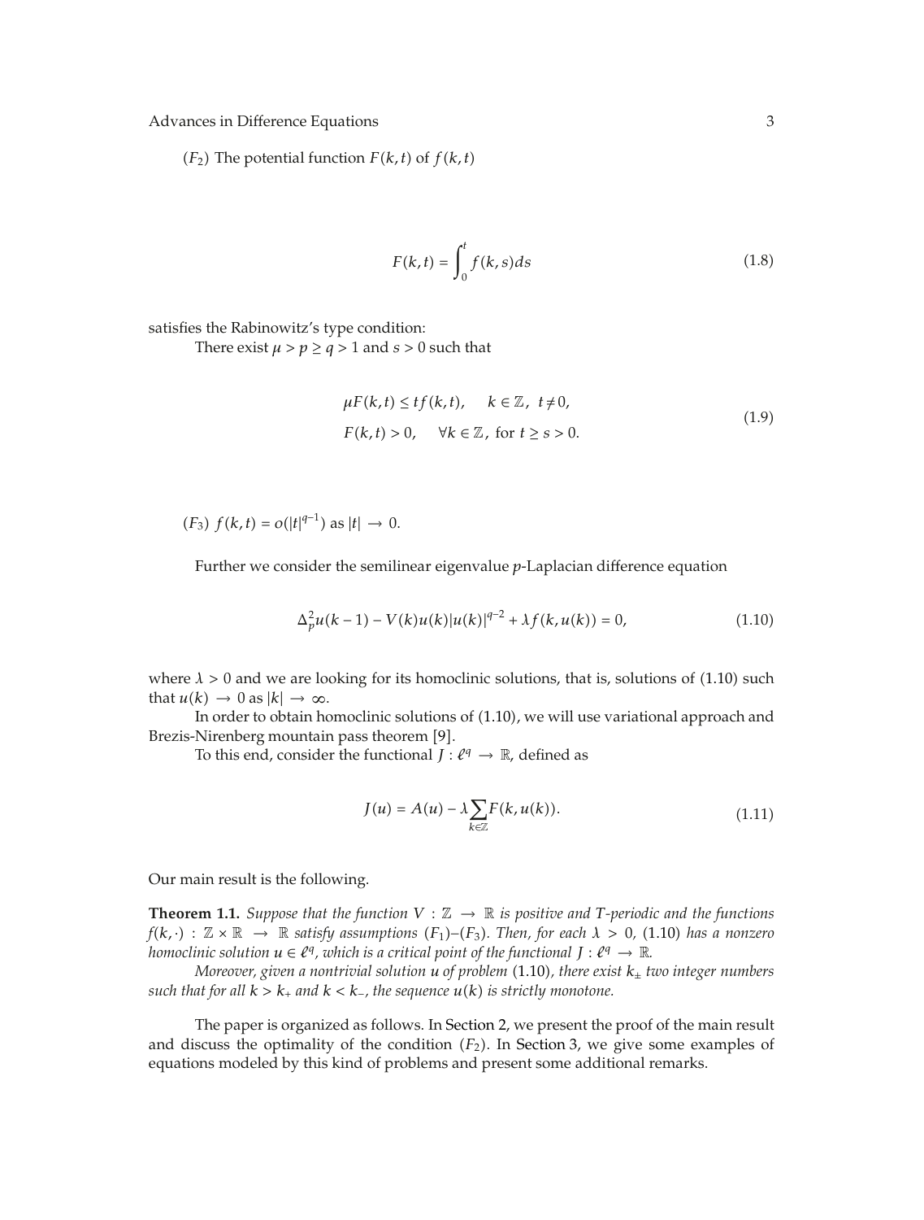($F_2$) The potential function $F(k,t)$ of $f(k,t)$

$$F(k,t) = \int_0^t f(k,s)ds \tag{1.8}$$

satisfies the Rabinowitz's type condition:

There exist $\mu > p \geq q > 1$ and $s > 0$ such that

$$\begin{gathered} \mu F(k,t) \leq t f(k,t), \quad k \in \mathbb{Z}, \ t \neq 0, \\ F(k,t) > 0, \quad \forall k \in \mathbb{Z}, \text{ for } t \geq s > 0. \end{gathered} \tag{1.9}$$

($F_3$) $f(k,t) = o(|t|^{q-1})$ as $|t| \to 0$.

Further we consider the semilinear eigenvalue $p$-Laplacian difference equation

$$\Delta_p^2 u(k-1) - V(k)u(k)|u(k)|^{q-2} + \lambda f(k,u(k)) = 0, \tag{1.10}$$

where $\lambda > 0$ and we are looking for its homoclinic solutions, that is, solutions of (1.10) such that $u(k) \to 0$ as $|k| \to \infty$.

In order to obtain homoclinic solutions of (1.10), we will use variational approach and Brezis-Nirenberg mountain pass theorem [9].

To this end, consider the functional $J : \ell^q \to \mathbb{R}$, defined as

$$J(u) = A(u) - \lambda \sum_{k \in \mathbb{Z}} F(k,u(k)). \tag{1.11}$$

Our main result is the following.

**Theorem 1.1.** *Suppose that the function $V : \mathbb{Z} \to \mathbb{R}$ is positive and $T$-periodic and the functions $f(k,\cdot) : \mathbb{Z} \times \mathbb{R} \to \mathbb{R}$ satisfy assumptions ($F_1$)–($F_3$). Then, for each $\lambda > 0$, (1.10) has a nonzero homoclinic solution $u \in \ell^q$, which is a critical point of the functional $J : \ell^q \to \mathbb{R}$.*

*Moreover, given a nontrivial solution $u$ of problem (1.10), there exist $k_\pm$ two integer numbers such that for all $k > k_+$ and $k < k_-$, the sequence $u(k)$ is strictly monotone.*

The paper is organized as follows. In Section 2, we present the proof of the main result and discuss the optimality of the condition ($F_2$). In Section 3, we give some examples of equations modeled by this kind of problems and present some additional remarks.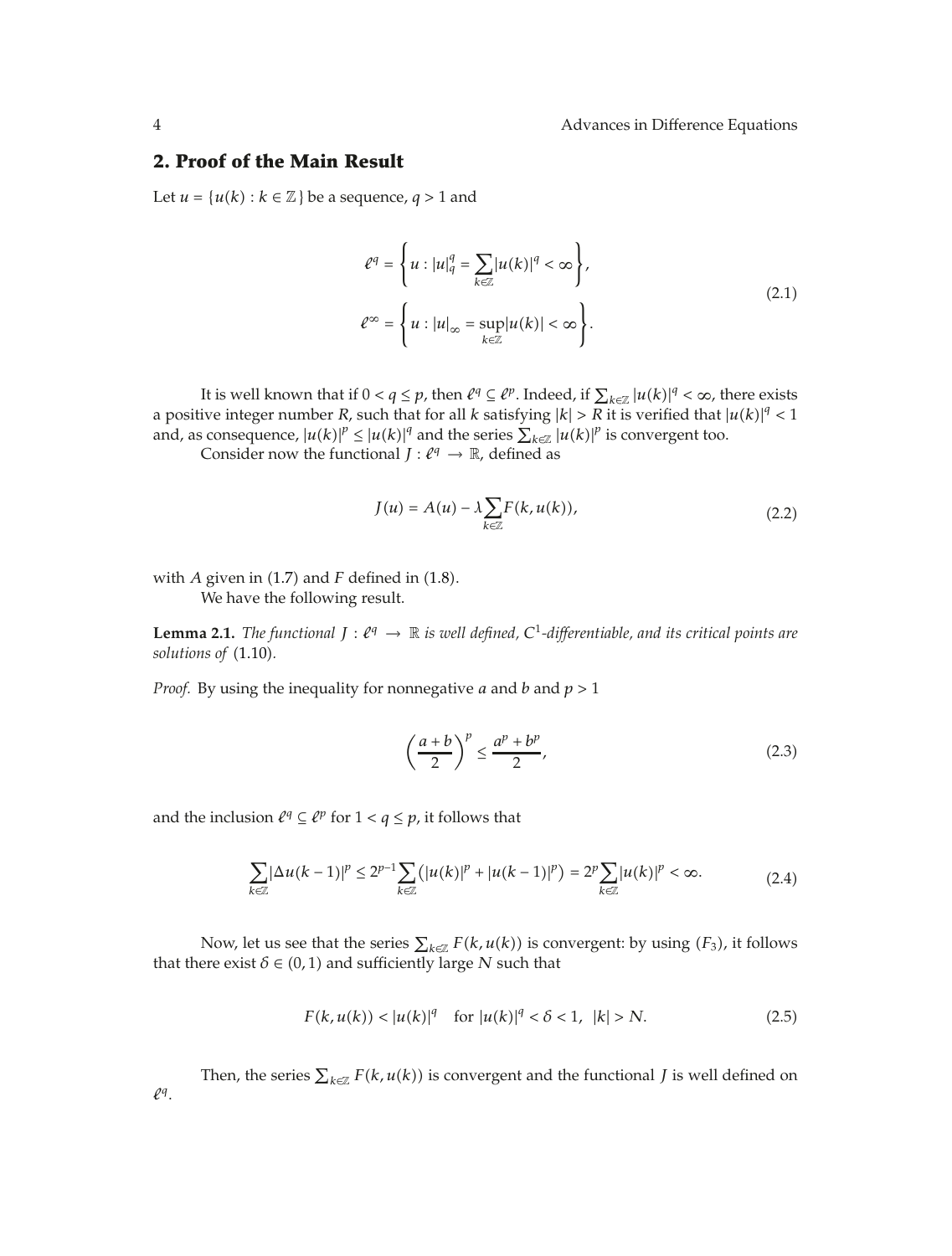## 2. Proof of the Main Result

Let $u = \{u(k) : k \in \mathbb{Z}\}$ be a sequence, $q > 1$ and

$$
\begin{aligned}
\ell^q &= \left\{ u : |u|_q^q = \sum_{k \in \mathbb{Z}} |u(k)|^q < \infty \right\}, \\
\ell^\infty &= \left\{ u : |u|_\infty = \sup_{k \in \mathbb{Z}} |u(k)| < \infty \right\}.
\end{aligned}
\tag{2.1}
$$

It is well known that if $0 < q \leq p$, then $\ell^q \subseteq \ell^p$. Indeed, if $\sum_{k \in \mathbb{Z}} |u(k)|^q < \infty$, there exists a positive integer number $R$, such that for all $k$ satisfying $|k| > R$ it is verified that $|u(k)|^q < 1$ and, as consequence, $|u(k)|^p \leq |u(k)|^q$ and the series $\sum_{k \in \mathbb{Z}} |u(k)|^p$ is convergent too.

Consider now the functional $J : \ell^q \to \mathbb{R}$, defined as

$$
J(u) = A(u) - \lambda \sum_{k \in \mathbb{Z}} F(k, u(k)),
\tag{2.2}
$$

with $A$ given in (1.7) and $F$ defined in (1.8).

We have the following result.

**Lemma 2.1.** *The functional $J : \ell^q \to \mathbb{R}$ is well defined, $C^1$-differentiable, and its critical points are solutions of* (1.10).

*Proof.* By using the inequality for nonnegative $a$ and $b$ and $p > 1$

$$
\left( \frac{a + b}{2} \right)^p \leq \frac{a^p + b^p}{2},
\tag{2.3}
$$

and the inclusion $\ell^q \subseteq \ell^p$ for $1 < q \leq p$, it follows that

$$
\sum_{k \in \mathbb{Z}} |\Delta u(k-1)|^p \leq 2^{p-1} \sum_{k \in \mathbb{Z}} \left( |u(k)|^p + |u(k-1)|^p \right) = 2^p \sum_{k \in \mathbb{Z}} |u(k)|^p < \infty.
\tag{2.4}
$$

Now, let us see that the series $\sum_{k \in \mathbb{Z}} F(k, u(k))$ is convergent: by using $(F_3)$, it follows that there exist $\delta \in (0, 1)$ and sufficiently large $N$ such that

$$
F(k, u(k)) < |u(k)|^q \quad \text{for } |u(k)|^q < \delta < 1, \ |k| > N.
\tag{2.5}
$$

Then, the series $\sum_{k \in \mathbb{Z}} F(k, u(k))$ is convergent and the functional $J$ is well defined on $\ell^q$.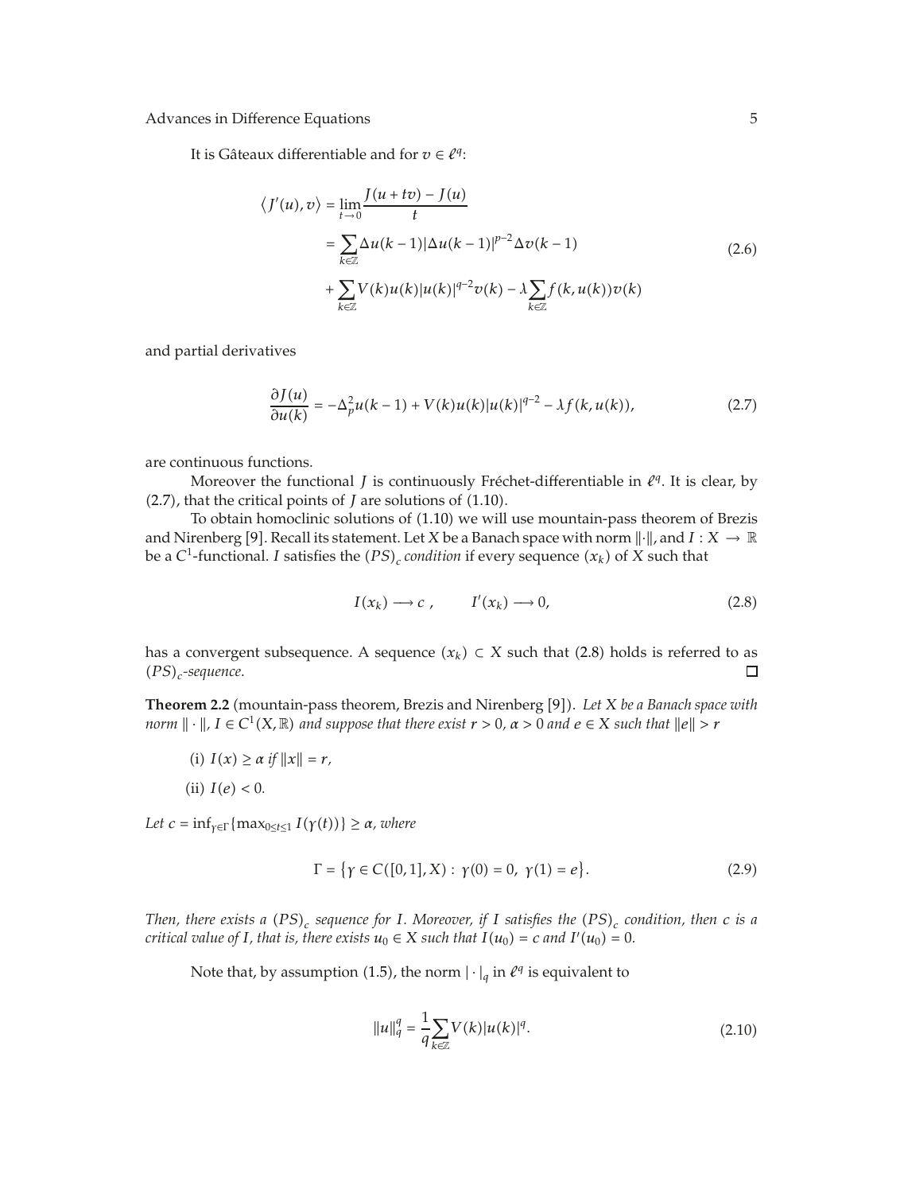It is Gâteaux differentiable and for $v \in \ell^q$:

$$\begin{aligned}\langle J'(u), v\rangle &= \lim_{t\to 0}\frac{J(u+tv)-J(u)}{t} \\ &= \sum_{k\in\mathbb{Z}}\Delta u(k-1)|\Delta u(k-1)|^{p-2}\Delta v(k-1) \\ &\quad + \sum_{k\in\mathbb{Z}}V(k)u(k)|u(k)|^{q-2}v(k) - \lambda\sum_{k\in\mathbb{Z}}f(k,u(k))v(k)\end{aligned} \tag{2.6}$$

and partial derivatives

$$\frac{\partial J(u)}{\partial u(k)} = -\Delta_p^2 u(k-1) + V(k)u(k)|u(k)|^{q-2} - \lambda f(k,u(k)), \tag{2.7}$$

are continuous functions.

Moreover the functional $J$ is continuously Fréchet-differentiable in $\ell^q$. It is clear, by (2.7), that the critical points of $J$ are solutions of (1.10).

To obtain homoclinic solutions of (1.10) we will use mountain-pass theorem of Brezis and Nirenberg [9]. Recall its statement. Let $X$ be a Banach space with norm $\|\cdot\|$, and $I : X \to \mathbb{R}$ be a $C^1$-functional. $I$ satisfies the $(PS)_c$ *condition* if every sequence $(x_k)$ of $X$ such that

$$I(x_k) \longrightarrow c\ , \qquad I'(x_k) \longrightarrow 0, \tag{2.8}$$

has a convergent subsequence. A sequence $(x_k) \subset X$ such that (2.8) holds is referred to as $(PS)_c$*-sequence.* □

**Theorem 2.2** (mountain-pass theorem, Brezis and Nirenberg [9]). *Let $X$ be a Banach space with norm $\|\cdot\|$, $I \in C^1(X,\mathbb{R})$ and suppose that there exist $r > 0$, $\alpha > 0$ and $e \in X$ such that $\|e\| > r$*

(i) *$I(x) \geq \alpha$ if $\|x\| = r$,*

(ii) *$I(e) < 0$.*

*Let $c = \inf_{\gamma\in\Gamma}\{\max_{0\leq t\leq 1} I(\gamma(t))\} \geq \alpha$, where*

$$\Gamma = \{\gamma \in C([0,1],X) : \gamma(0) = 0,\ \gamma(1) = e\}. \tag{2.9}$$

*Then, there exists a $(PS)_c$ sequence for $I$. Moreover, if $I$ satisfies the $(PS)_c$ condition, then $c$ is a critical value of $I$, that is, there exists $u_0 \in X$ such that $I(u_0) = c$ and $I'(u_0) = 0$.*

Note that, by assumption (1.5), the norm $|\cdot|_q$ in $\ell^q$ is equivalent to

$$\|u\|_q^q = \frac{1}{q}\sum_{k\in\mathbb{Z}}V(k)|u(k)|^q. \tag{2.10}$$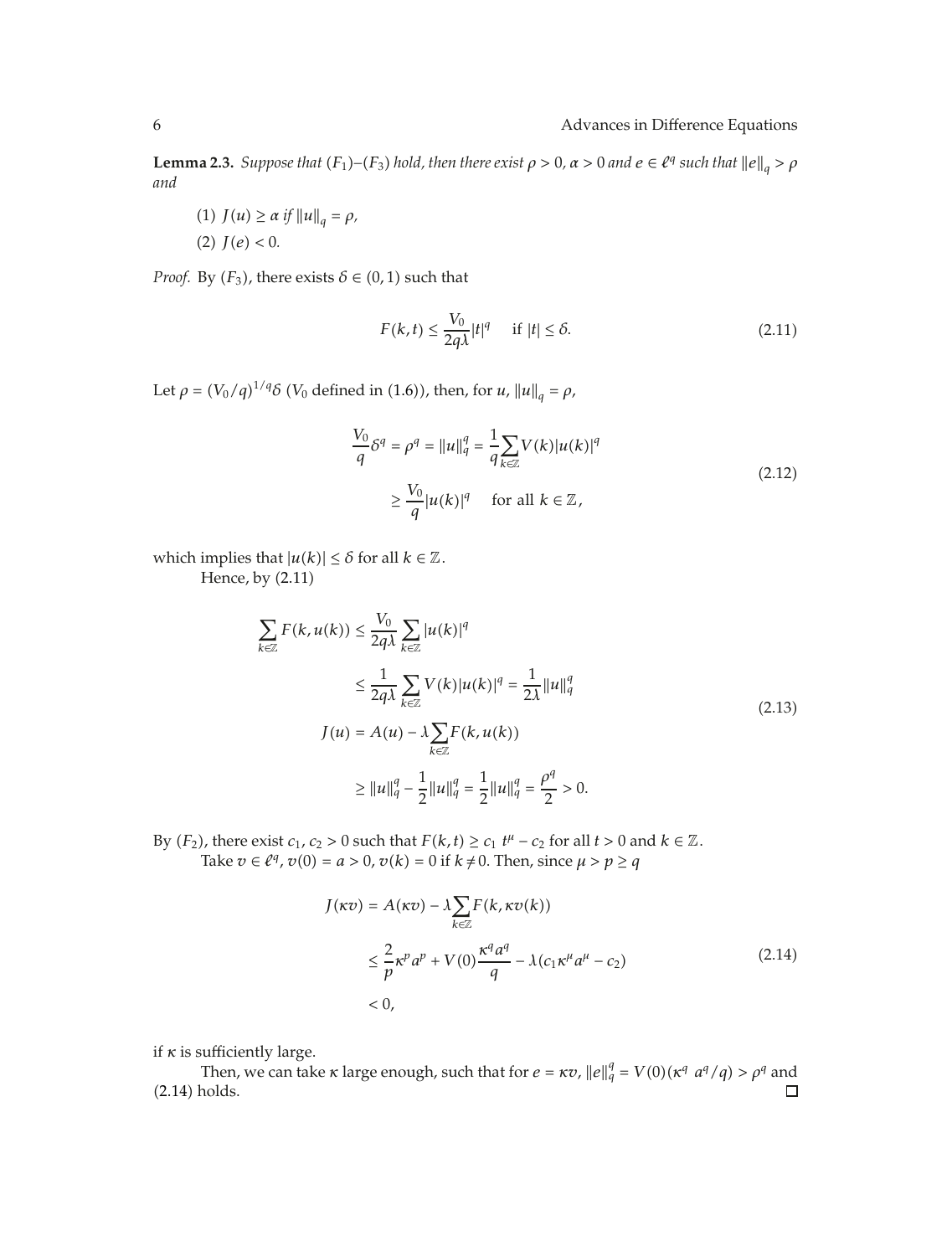**Lemma 2.3.** *Suppose that $(F_1)$–$(F_3)$ hold, then there exist $\rho > 0$, $\alpha > 0$ and $e \in \ell^q$ such that $\|e\|_q > \rho$ and*

(1) $J(u) \geq \alpha$ *if* $\|u\|_q = \rho$,

(2) $J(e) < 0$.

*Proof.* By $(F_3)$, there exists $\delta \in (0,1)$ such that

$$F(k,t) \leq \frac{V_0}{2q\lambda}|t|^q \quad \text{if } |t| \leq \delta. \tag{2.11}$$

Let $\rho = (V_0/q)^{1/q}\delta$ ($V_0$ defined in (1.6)), then, for $u$, $\|u\|_q = \rho$,

$$\begin{aligned}\frac{V_0}{q}\delta^q = \rho^q = \|u\|_q^q &= \frac{1}{q}\sum_{k\in\mathbb{Z}} V(k)|u(k)|^q \\ &\geq \frac{V_0}{q}|u(k)|^q \quad \text{for all } k \in \mathbb{Z},\end{aligned} \tag{2.12}$$

which implies that $|u(k)| \leq \delta$ for all $k \in \mathbb{Z}$.

Hence, by (2.11)

$$\begin{aligned}\sum_{k\in\mathbb{Z}} F(k,u(k)) &\leq \frac{V_0}{2q\lambda}\sum_{k\in\mathbb{Z}}|u(k)|^q \\ &\leq \frac{1}{2q\lambda}\sum_{k\in\mathbb{Z}} V(k)|u(k)|^q = \frac{1}{2\lambda}\|u\|_q^q \\ J(u) &= A(u) - \lambda\sum_{k\in\mathbb{Z}} F(k,u(k)) \\ &\geq \|u\|_q^q - \frac{1}{2}\|u\|_q^q = \frac{1}{2}\|u\|_q^q = \frac{\rho^q}{2} > 0.\end{aligned} \tag{2.13}$$

By $(F_2)$, there exist $c_1, c_2 > 0$ such that $F(k,t) \geq c_1\, t^\mu - c_2$ for all $t > 0$ and $k \in \mathbb{Z}$.

Take $v \in \ell^q$, $v(0) = a > 0$, $v(k) = 0$ if $k \neq 0$. Then, since $\mu > p \geq q$

$$\begin{aligned}J(\kappa v) &= A(\kappa v) - \lambda\sum_{k\in\mathbb{Z}} F(k,\kappa v(k)) \\ &\leq \frac{2}{p}\kappa^p a^p + V(0)\frac{\kappa^q a^q}{q} - \lambda\left(c_1\kappa^\mu a^\mu - c_2\right) \\ &< 0,\end{aligned} \tag{2.14}$$

if $\kappa$ is sufficiently large.

Then, we can take $\kappa$ large enough, such that for $e = \kappa v$, $\|e\|_q^q = V(0)(\kappa^q\, a^q/q) > \rho^q$ and (2.14) holds. $\square$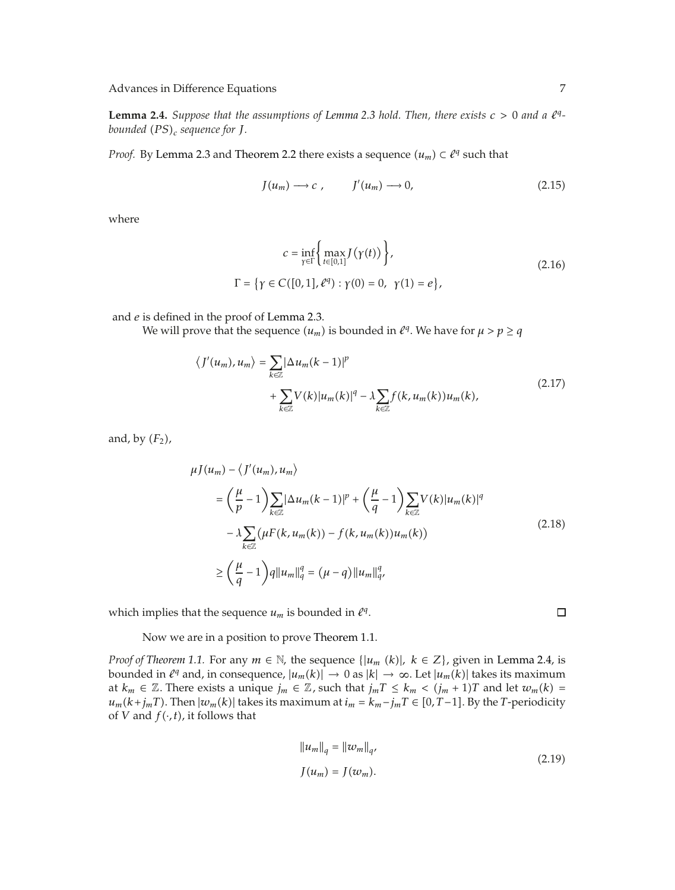**Lemma 2.4.** *Suppose that the assumptions of Lemma 2.3 hold. Then, there exists $c > 0$ and a $\ell^q$-bounded $(PS)_c$ sequence for $J$.*

*Proof.* By Lemma 2.3 and Theorem 2.2 there exists a sequence $(u_m) \subset \ell^q$ such that

$$J(u_m) \longrightarrow c, \qquad J'(u_m) \longrightarrow 0, \tag{2.15}$$

where

$$\begin{gathered} c = \inf_{\gamma \in \Gamma} \left\{ \max_{t \in [0,1]} J(\gamma(t)) \right\}, \\ \Gamma = \left\{ \gamma \in C([0,1], \ell^q) : \gamma(0) = 0, \ \gamma(1) = e \right\}, \end{gathered} \tag{2.16}$$

and $e$ is defined in the proof of Lemma 2.3.

We will prove that the sequence $(u_m)$ is bounded in $\ell^q$. We have for $\mu > p \geq q$

$$\begin{aligned} \langle J'(u_m), u_m \rangle = {} & \sum_{k \in \mathbb{Z}} |\Delta u_m(k-1)|^p \\ & + \sum_{k \in \mathbb{Z}} V(k) |u_m(k)|^q - \lambda \sum_{k \in \mathbb{Z}} f(k, u_m(k)) u_m(k), \end{aligned} \tag{2.17}$$

and, by $(F_2)$,

$$\begin{aligned} \mu J(u_m) & - \langle J'(u_m), u_m \rangle \\ & = \left( \frac{\mu}{p} - 1 \right) \sum_{k \in \mathbb{Z}} |\Delta u_m(k-1)|^p + \left( \frac{\mu}{q} - 1 \right) \sum_{k \in \mathbb{Z}} V(k) |u_m(k)|^q \\ & \quad - \lambda \sum_{k \in \mathbb{Z}} \left( \mu F(k, u_m(k)) - f(k, u_m(k)) u_m(k) \right) \\ & \geq \left( \frac{\mu}{q} - 1 \right) q \|u_m\|_q^q = (\mu - q) \|u_m\|_q^q, \end{aligned} \tag{2.18}$$

which implies that the sequence $u_m$ is bounded in $\ell^q$. $\square$

Now we are in a position to prove Theorem 1.1.

*Proof of Theorem 1.1.* For any $m \in \mathbb{N}$, the sequence $\{|u_m(k)|, \ k \in Z\}$, given in Lemma 2.4, is bounded in $\ell^q$ and, in consequence, $|u_m(k)| \to 0$ as $|k| \to \infty$. Let $|u_m(k)|$ takes its maximum at $k_m \in \mathbb{Z}$. There exists a unique $j_m \in \mathbb{Z}$, such that $j_m T \leq k_m < (j_m + 1)T$ and let $w_m(k) = u_m(k + j_m T)$. Then $|w_m(k)|$ takes its maximum at $i_m = k_m - j_m T \in [0, T-1]$. By the $T$-periodicity of $V$ and $f(\cdot, t)$, it follows that

$$\begin{gathered} \|u_m\|_q = \|w_m\|_q, \\ J(u_m) = J(w_m). \end{gathered} \tag{2.19}$$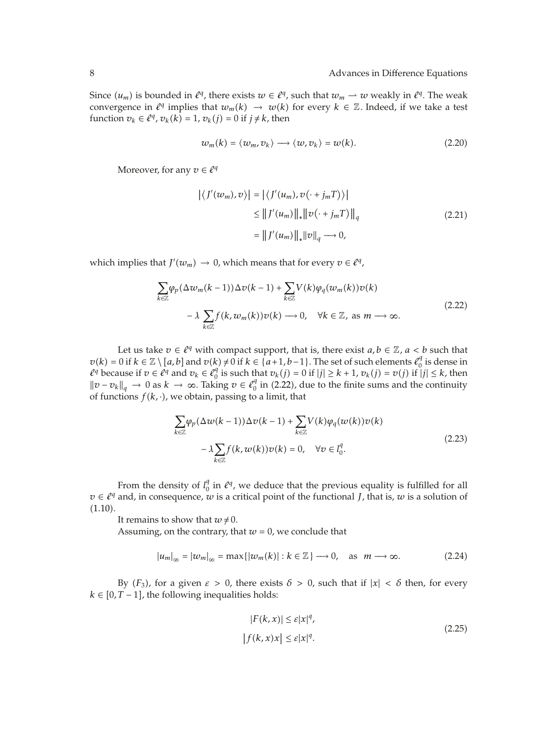Since $(u_m)$ is bounded in $\ell^q$, there exists $w \in \ell^q$, such that $w_m \rightharpoonup w$ weakly in $\ell^q$. The weak convergence in $\ell^q$ implies that $w_m(k) \to w(k)$ for every $k \in \mathbb{Z}$. Indeed, if we take a test function $v_k \in \ell^q$, $v_k(k) = 1$, $v_k(j) = 0$ if $j \neq k$, then

$$w_m(k) = \langle w_m, v_k \rangle \longrightarrow \langle w, v_k \rangle = w(k). \tag{2.20}$$

Moreover, for any $v \in \ell^q$

$$\begin{aligned}
\left|\left\langle J'(w_m), v\right\rangle\right| &= \left|\left\langle J'(u_m), v(\cdot + j_m T)\right\rangle\right| \\
&\leq \left\|J'(u_m)\right\|_* \left\|v(\cdot + j_m T)\right\|_q \\
&= \left\|J'(u_m)\right\|_* \|v\|_q \longrightarrow 0,
\end{aligned} \tag{2.21}$$

which implies that $J'(w_m) \to 0$, which means that for every $v \in \ell^q$,

$$\begin{aligned}
&\sum_{k\in\mathbb{Z}} \varphi_p(\Delta w_m(k-1))\Delta v(k-1) + \sum_{k\in\mathbb{Z}} V(k)\varphi_q(w_m(k))v(k) \\
&\quad - \lambda \sum_{k\in\mathbb{Z}} f(k, w_m(k))v(k) \longrightarrow 0, \quad \forall k \in \mathbb{Z}, \text{ as } m \longrightarrow \infty.
\end{aligned} \tag{2.22}$$

Let us take $v \in \ell^q$ with compact support, that is, there exist $a, b \in \mathbb{Z}$, $a < b$ such that $v(k) = 0$ if $k \in \mathbb{Z} \setminus [a, b]$ and $v(k) \neq 0$ if $k \in \{a+1, b-1\}$. The set of such elements $\ell_0^q$ is dense in $\ell^q$ because if $v \in \ell^q$ and $v_k \in \ell_0^q$ is such that $v_k(j) = 0$ if $|j| \geq k+1$, $v_k(j) = v(j)$ if $|j| \leq k$, then $\|v - v_k\|_q \to 0$ as $k \to \infty$. Taking $v \in \ell_0^q$ in (2.22), due to the finite sums and the continuity of functions $f(k, \cdot)$, we obtain, passing to a limit, that

$$\begin{aligned}
&\sum_{k\in\mathbb{Z}} \varphi_p(\Delta w(k-1))\Delta v(k-1) + \sum_{k\in\mathbb{Z}} V(k)\varphi_q(w(k))v(k) \\
&\quad - \lambda \sum_{k\in\mathbb{Z}} f(k, w(k))v(k) = 0, \quad \forall v \in l_0^q.
\end{aligned} \tag{2.23}$$

From the density of $l_0^q$ in $\ell^q$, we deduce that the previous equality is fulfilled for all $v \in \ell^q$ and, in consequence, $w$ is a critical point of the functional $J$, that is, $w$ is a solution of (1.10).

It remains to show that $w \neq 0$.

Assuming, on the contrary, that $w = 0$, we conclude that

$$|u_m|_\infty = |w_m|_\infty = \max\{|w_m(k)| : k \in \mathbb{Z}\} \longrightarrow 0, \quad \text{as } m \longrightarrow \infty. \tag{2.24}$$

By $(F_3)$, for a given $\varepsilon > 0$, there exists $\delta > 0$, such that if $|x| < \delta$ then, for every $k \in [0, T-1]$, the following inequalities holds:

$$\begin{aligned}
|F(k, x)| &\leq \varepsilon |x|^q, \\
\left|f(k, x)x\right| &\leq \varepsilon |x|^q.
\end{aligned} \tag{2.25}$$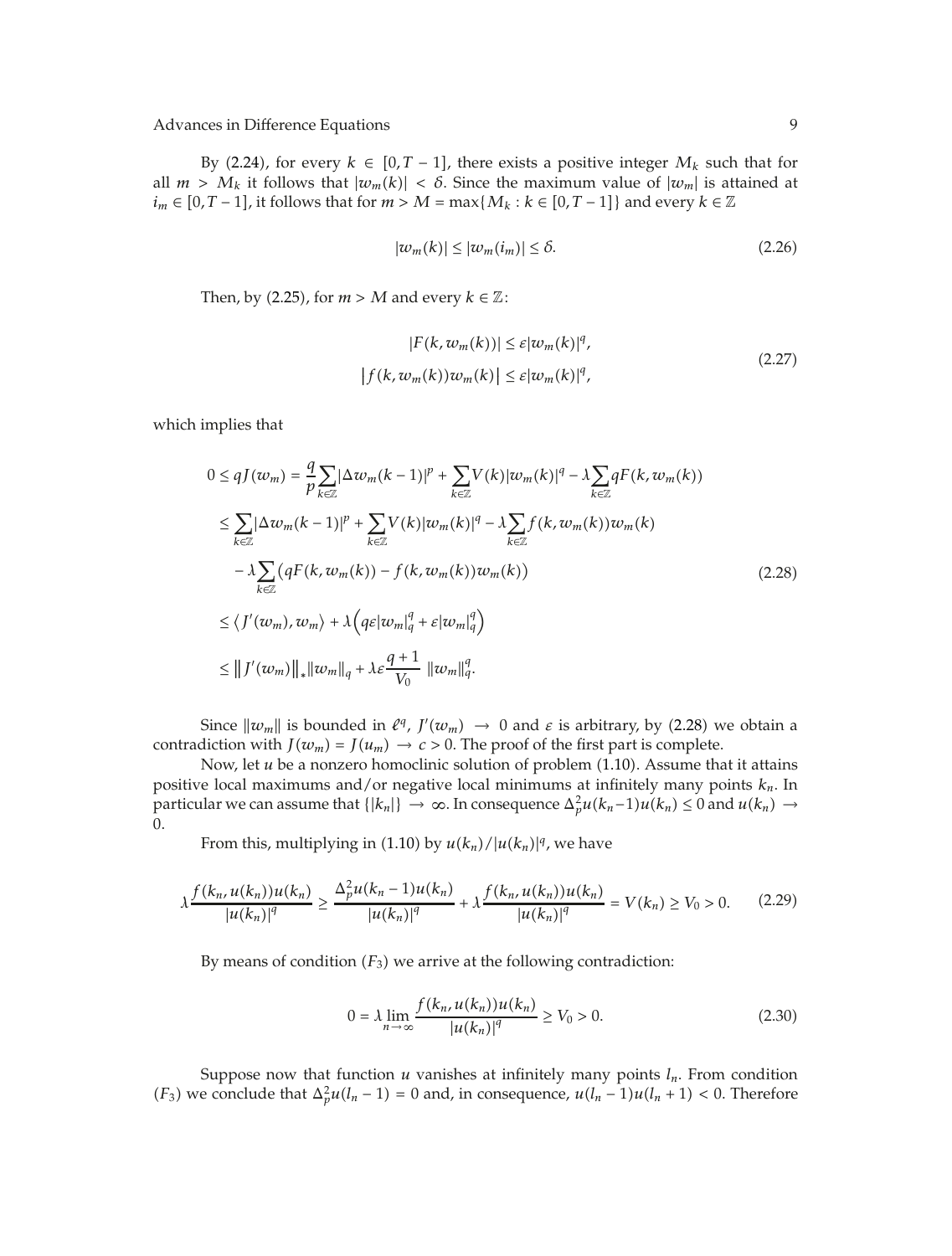By (2.24), for every $k \in [0, T-1]$, there exists a positive integer $M_k$ such that for all $m > M_k$ it follows that $|w_m(k)| < \delta$. Since the maximum value of $|w_m|$ is attained at $i_m \in [0, T-1]$, it follows that for $m > M = \max\{M_k : k \in [0, T-1]\}$ and every $k \in \mathbb{Z}$

$$|w_m(k)| \leq |w_m(i_m)| \leq \delta. \tag{2.26}$$

Then, by (2.25), for $m > M$ and every $k \in \mathbb{Z}$:

$$\begin{gathered} |F(k, w_m(k))| \leq \varepsilon |w_m(k)|^q, \\ \left| f(k, w_m(k)) w_m(k) \right| \leq \varepsilon |w_m(k)|^q, \end{gathered} \tag{2.27}$$

which implies that

$$\begin{aligned} 0 \leq qJ(w_m) &= \frac{q}{p} \sum_{k \in \mathbb{Z}} |\Delta w_m(k-1)|^p + \sum_{k \in \mathbb{Z}} V(k) |w_m(k)|^q - \lambda \sum_{k \in \mathbb{Z}} qF(k, w_m(k)) \\ &\leq \sum_{k \in \mathbb{Z}} |\Delta w_m(k-1)|^p + \sum_{k \in \mathbb{Z}} V(k) |w_m(k)|^q - \lambda \sum_{k \in \mathbb{Z}} f(k, w_m(k)) w_m(k) \\ &\quad - \lambda \sum_{k \in \mathbb{Z}} \left( qF(k, w_m(k)) - f(k, w_m(k)) w_m(k) \right) \\ &\leq \left\langle J'(w_m), w_m \right\rangle + \lambda \left( q\varepsilon |w_m|_q^q + \varepsilon |w_m|_q^q \right) \\ &\leq \left\| J'(w_m) \right\|_* \|w_m\|_q + \lambda \varepsilon \frac{q+1}{V_0} \ \|w_m\|_q^q. \end{aligned} \tag{2.28}$$

Since $\|w_m\|$ is bounded in $\ell^q$, $J'(w_m) \to 0$ and $\varepsilon$ is arbitrary, by (2.28) we obtain a contradiction with $J(w_m) = J(u_m) \to c > 0$. The proof of the first part is complete.

Now, let $u$ be a nonzero homoclinic solution of problem (1.10). Assume that it attains positive local maximums and/or negative local minimums at infinitely many points $k_n$. In particular we can assume that $\{|k_n|\} \to \infty$. In consequence $\Delta_p^2 u(k_n - 1) u(k_n) \leq 0$ and $u(k_n) \to 0$.

From this, multiplying in (1.10) by $u(k_n)/|u(k_n)|^q$, we have

$$\lambda \frac{f(k_n, u(k_n)) u(k_n)}{|u(k_n)|^q} \geq \frac{\Delta_p^2 u(k_n - 1) u(k_n)}{|u(k_n)|^q} + \lambda \frac{f(k_n, u(k_n)) u(k_n)}{|u(k_n)|^q} = V(k_n) \geq V_0 > 0. \tag{2.29}$$

By means of condition $(F_3)$ we arrive at the following contradiction:

$$0 = \lambda \lim_{n \to \infty} \frac{f(k_n, u(k_n)) u(k_n)}{|u(k_n)|^q} \geq V_0 > 0. \tag{2.30}$$

Suppose now that function $u$ vanishes at infinitely many points $l_n$. From condition $(F_3)$ we conclude that $\Delta_p^2 u(l_n - 1) = 0$ and, in consequence, $u(l_n - 1) u(l_n + 1) < 0$. Therefore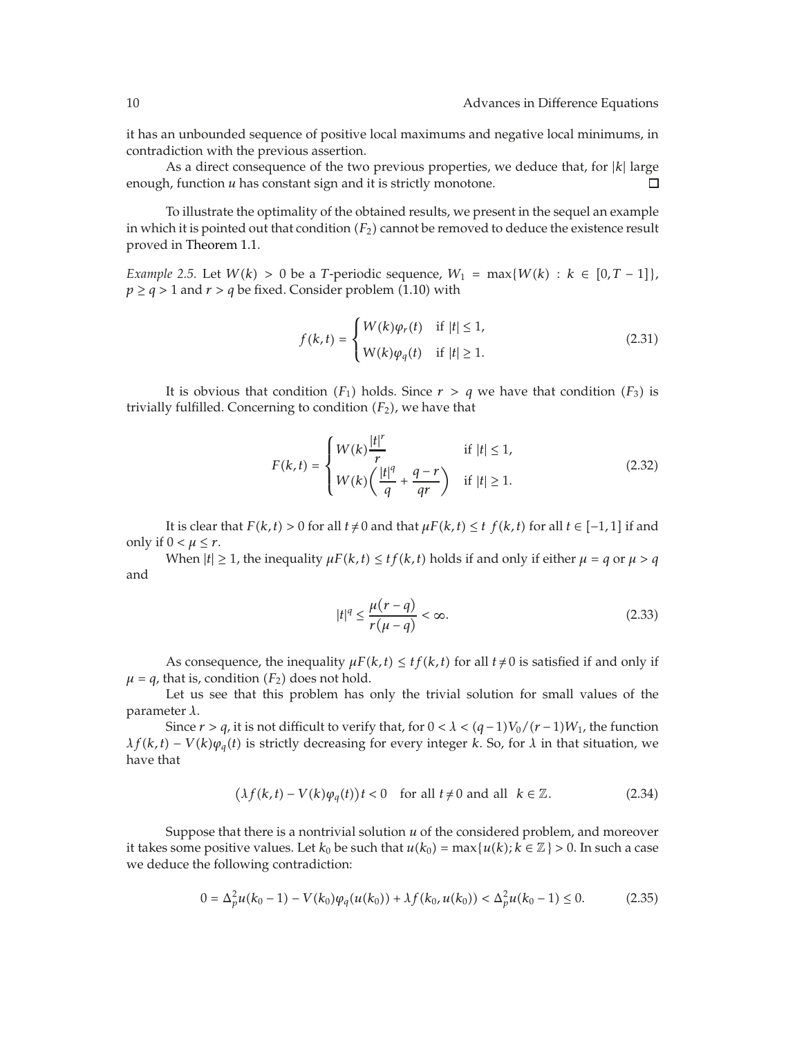it has an unbounded sequence of positive local maximums and negative local minimums, in contradiction with the previous assertion.

As a direct consequence of the two previous properties, we deduce that, for $|k|$ large enough, function $u$ has constant sign and it is strictly monotone. $\square$

To illustrate the optimality of the obtained results, we present in the sequel an example in which it is pointed out that condition $(F_2)$ cannot be removed to deduce the existence result proved in Theorem 1.1.

*Example 2.5.* Let $W(k) > 0$ be a $T$-periodic sequence, $W_1 = \max\{W(k) : k \in [0, T-1]\}$, $p \geq q > 1$ and $r > q$ be fixed. Consider problem (1.10) with

$$f(k,t) = \begin{cases} W(k)\varphi_r(t) & \text{if } |t| \leq 1, \\ W(k)\varphi_q(t) & \text{if } |t| \geq 1. \end{cases} \tag{2.31}$$

It is obvious that condition $(F_1)$ holds. Since $r > q$ we have that condition $(F_3)$ is trivially fulfilled. Concerning to condition $(F_2)$, we have that

$$F(k,t) = \begin{cases} W(k)\dfrac{|t|^r}{r} & \text{if } |t| \leq 1, \\ W(k)\left(\dfrac{|t|^q}{q} + \dfrac{q-r}{qr}\right) & \text{if } |t| \geq 1. \end{cases} \tag{2.32}$$

It is clear that $F(k,t) > 0$ for all $t \neq 0$ and that $\mu F(k,t) \leq t\, f(k,t)$ for all $t \in [-1,1]$ if and only if $0 < \mu \leq r$.

When $|t| \geq 1$, the inequality $\mu F(k,t) \leq t f(k,t)$ holds if and only if either $\mu = q$ or $\mu > q$ and

$$|t|^q \leq \frac{\mu(r-q)}{r(\mu-q)} < \infty. \tag{2.33}$$

As consequence, the inequality $\mu F(k,t) \leq t f(k,t)$ for all $t \neq 0$ is satisfied if and only if $\mu = q$, that is, condition $(F_2)$ does not hold.

Let us see that this problem has only the trivial solution for small values of the parameter $\lambda$.

Since $r > q$, it is not difficult to verify that, for $0 < \lambda < (q-1)V_0/(r-1)W_1$, the function $\lambda f(k,t) - V(k)\varphi_q(t)$ is strictly decreasing for every integer $k$. So, for $\lambda$ in that situation, we have that

$$(\lambda f(k,t) - V(k)\varphi_q(t))t < 0 \quad \text{for all } t \neq 0 \text{ and all } \ k \in \mathbb{Z}. \tag{2.34}$$

Suppose that there is a nontrivial solution $u$ of the considered problem, and moreover it takes some positive values. Let $k_0$ be such that $u(k_0) = \max\{u(k); k \in \mathbb{Z}\} > 0$. In such a case we deduce the following contradiction:

$$0 = \Delta_p^2 u(k_0 - 1) - V(k_0)\varphi_q(u(k_0)) + \lambda f(k_0, u(k_0)) < \Delta_p^2 u(k_0 - 1) \leq 0. \tag{2.35}$$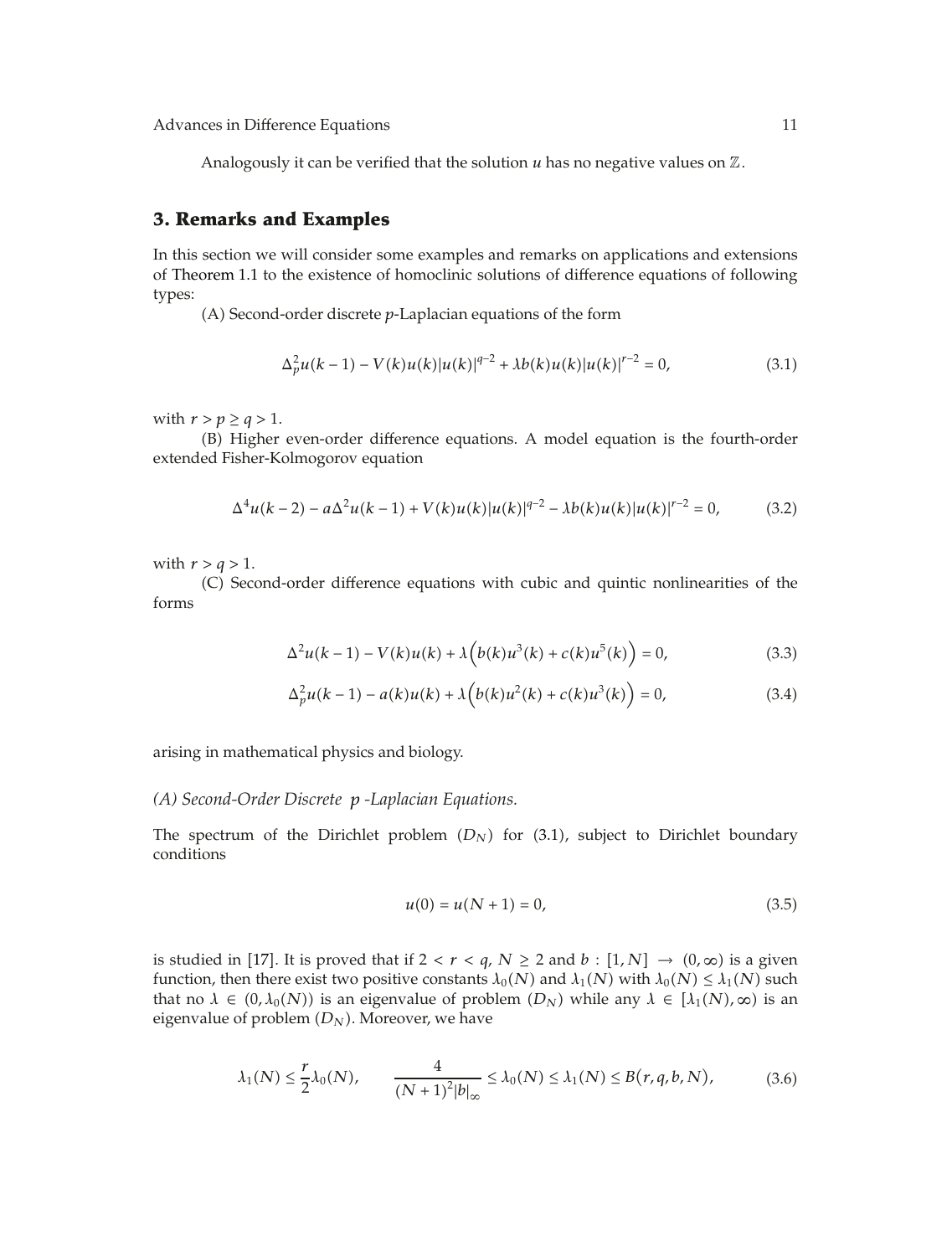Analogously it can be verified that the solution $u$ has no negative values on $\mathbb{Z}$.

## 3. Remarks and Examples

In this section we will consider some examples and remarks on applications and extensions of Theorem 1.1 to the existence of homoclinic solutions of difference equations of following types:

(A) Second-order discrete $p$-Laplacian equations of the form

$$\Delta_p^2 u(k-1) - V(k)u(k)|u(k)|^{q-2} + \lambda b(k)u(k)|u(k)|^{r-2} = 0, \tag{3.1}$$

with $r > p \geq q > 1$.

(B) Higher even-order difference equations. A model equation is the fourth-order extended Fisher-Kolmogorov equation

$$\Delta^4 u(k-2) - a\Delta^2 u(k-1) + V(k)u(k)|u(k)|^{q-2} - \lambda b(k)u(k)|u(k)|^{r-2} = 0, \tag{3.2}$$

with $r > q > 1$.

(C) Second-order difference equations with cubic and quintic nonlinearities of the forms

$$\Delta^2 u(k-1) - V(k)u(k) + \lambda\Big(b(k)u^3(k) + c(k)u^5(k)\Big) = 0, \tag{3.3}$$

$$\Delta_p^2 u(k-1) - a(k)u(k) + \lambda\Big(b(k)u^2(k) + c(k)u^3(k)\Big) = 0, \tag{3.4}$$

arising in mathematical physics and biology.

*(A) Second-Order Discrete $p$-Laplacian Equations.*

The spectrum of the Dirichlet problem $(D_N)$ for (3.1), subject to Dirichlet boundary conditions

$$u(0) = u(N+1) = 0, \tag{3.5}$$

is studied in [17]. It is proved that if $2 < r < q$, $N \geq 2$ and $b : [1, N] \to (0, \infty)$ is a given function, then there exist two positive constants $\lambda_0(N)$ and $\lambda_1(N)$ with $\lambda_0(N) \leq \lambda_1(N)$ such that no $\lambda \in (0, \lambda_0(N))$ is an eigenvalue of problem $(D_N)$ while any $\lambda \in [\lambda_1(N), \infty)$ is an eigenvalue of problem $(D_N)$. Moreover, we have

$$\lambda_1(N) \leq \frac{r}{2}\lambda_0(N), \qquad \frac{4}{(N+1)^2|b|_\infty} \leq \lambda_0(N) \leq \lambda_1(N) \leq B\big(r, q, b, N\big), \tag{3.6}$$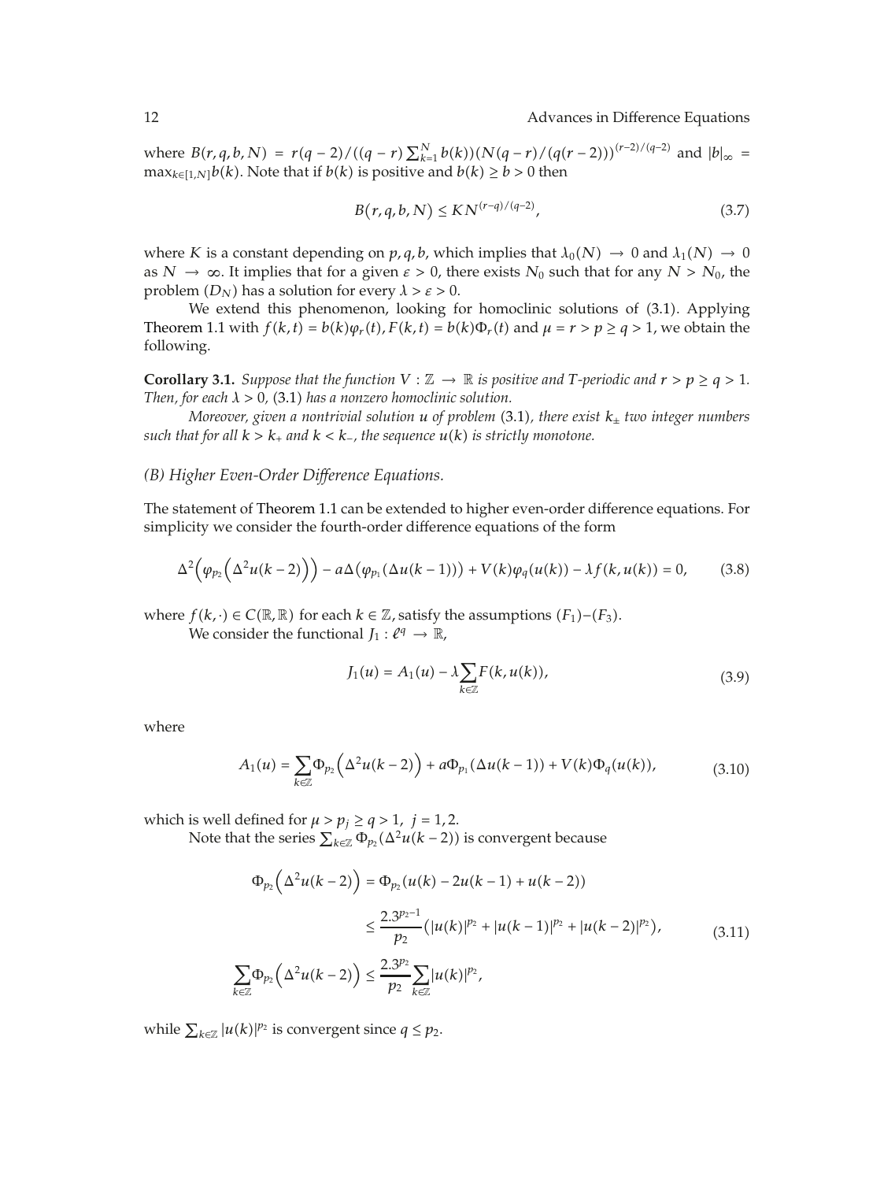where $B(r,q,b,N) = r(q-2)/((q-r)\sum_{k=1}^{N} b(k))(N(q-r)/(q(r-2)))^{(r-2)/(q-2)}$ and $|b|_\infty = \max_{k\in[1,N]} b(k)$. Note that if $b(k)$ is positive and $b(k) \geq b > 0$ then

$$B(r,q,b,N) \leq K N^{(r-q)/(q-2)}, \tag{3.7}$$

where $K$ is a constant depending on $p, q, b$, which implies that $\lambda_0(N) \to 0$ and $\lambda_1(N) \to 0$ as $N \to \infty$. It implies that for a given $\varepsilon > 0$, there exists $N_0$ such that for any $N > N_0$, the problem $(D_N)$ has a solution for every $\lambda > \varepsilon > 0$.

We extend this phenomenon, looking for homoclinic solutions of (3.1). Applying Theorem 1.1 with $f(k,t) = b(k)\varphi_r(t), F(k,t) = b(k)\Phi_r(t)$ and $\mu = r > p \geq q > 1$, we obtain the following.

**Corollary 3.1.** *Suppose that the function $V : \mathbb{Z} \to \mathbb{R}$ is positive and $T$-periodic and $r > p \geq q > 1$. Then, for each $\lambda > 0$, (3.1) has a nonzero homoclinic solution.*

*Moreover, given a nontrivial solution $u$ of problem* (3.1), *there exist $k_\pm$ two integer numbers such that for all $k > k_+$ and $k < k_-$, the sequence $u(k)$ is strictly monotone.*

*(B) Higher Even-Order Difference Equations.*

The statement of Theorem 1.1 can be extended to higher even-order difference equations. For simplicity we consider the fourth-order difference equations of the form

$$\Delta^2\Big(\varphi_{p_2}\Big(\Delta^2 u(k-2)\Big)\Big) - a\Delta\big(\varphi_{p_1}(\Delta u(k-1))\big) + V(k)\varphi_q(u(k)) - \lambda f(k,u(k)) = 0, \tag{3.8}$$

where $f(k,\cdot) \in C(\mathbb{R},\mathbb{R})$ for each $k \in \mathbb{Z}$, satisfy the assumptions $(F_1)$–$(F_3)$.

We consider the functional $J_1 : \ell^q \to \mathbb{R}$,

$$J_1(u) = A_1(u) - \lambda \sum_{k\in\mathbb{Z}} F(k,u(k)), \tag{3.9}$$

where

$$A_1(u) = \sum_{k\in\mathbb{Z}} \Phi_{p_2}\Big(\Delta^2 u(k-2)\Big) + a\Phi_{p_1}(\Delta u(k-1)) + V(k)\Phi_q(u(k)), \tag{3.10}$$

which is well defined for $\mu > p_j \geq q > 1,\ j = 1,2$.

Note that the series $\sum_{k\in\mathbb{Z}} \Phi_{p_2}(\Delta^2 u(k-2))$ is convergent because

$$\begin{aligned}
\Phi_{p_2}\Big(\Delta^2 u(k-2)\Big) &= \Phi_{p_2}(u(k) - 2u(k-1) + u(k-2)) \\
&\leq \frac{2.3^{p_2-1}}{p_2}\big(|u(k)|^{p_2} + |u(k-1)|^{p_2} + |u(k-2)|^{p_2}\big), \\
\sum_{k\in\mathbb{Z}} \Phi_{p_2}\Big(\Delta^2 u(k-2)\Big) &\leq \frac{2.3^{p_2}}{p_2}\sum_{k\in\mathbb{Z}} |u(k)|^{p_2},
\end{aligned} \tag{3.11}$$

while $\sum_{k\in\mathbb{Z}} |u(k)|^{p_2}$ is convergent since $q \leq p_2$.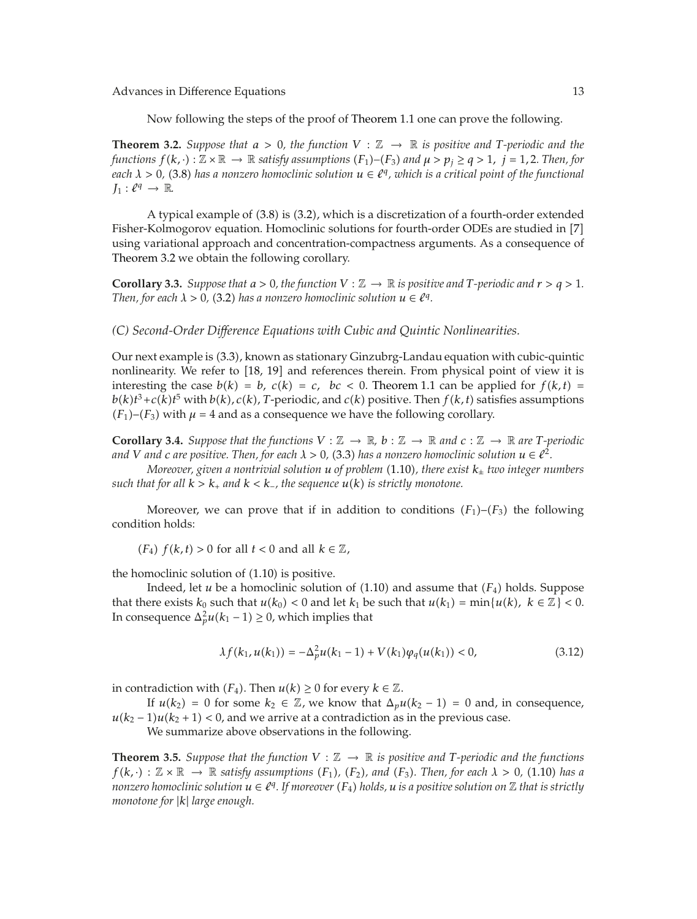Now following the steps of the proof of Theorem 1.1 one can prove the following.

**Theorem 3.2.** *Suppose that $a > 0$, the function $V : \mathbb{Z} \to \mathbb{R}$ is positive and $T$-periodic and the functions $f(k, \cdot) : \mathbb{Z} \times \mathbb{R} \to \mathbb{R}$ satisfy assumptions $(F_1)$–$(F_3)$ and $\mu > p_j \geq q > 1$, $j = 1, 2$. Then, for each $\lambda > 0$, (3.8) has a nonzero homoclinic solution $u \in \ell^q$, which is a critical point of the functional $J_1 : \ell^q \to \mathbb{R}$.*

A typical example of (3.8) is (3.2), which is a discretization of a fourth-order extended Fisher-Kolmogorov equation. Homoclinic solutions for fourth-order ODEs are studied in [7] using variational approach and concentration-compactness arguments. As a consequence of Theorem 3.2 we obtain the following corollary.

**Corollary 3.3.** *Suppose that $a > 0$, the function $V : \mathbb{Z} \to \mathbb{R}$ is positive and $T$-periodic and $r > q > 1$. Then, for each $\lambda > 0$, (3.2) has a nonzero homoclinic solution $u \in \ell^q$.*

*(C) Second-Order Difference Equations with Cubic and Quintic Nonlinearities.*

Our next example is (3.3), known as stationary Ginzubrg-Landau equation with cubic-quintic nonlinearity. We refer to [18, 19] and references therein. From physical point of view it is interesting the case $b(k) = b$, $c(k) = c$, $bc < 0$. Theorem 1.1 can be applied for $f(k,t) = b(k)t^3 + c(k)t^5$ with $b(k), c(k)$, $T$-periodic, and $c(k)$ positive. Then $f(k,t)$ satisfies assumptions $(F_1)$–$(F_3)$ with $\mu = 4$ and as a consequence we have the following corollary.

**Corollary 3.4.** *Suppose that the functions $V : \mathbb{Z} \to \mathbb{R}$, $b : \mathbb{Z} \to \mathbb{R}$ and $c : \mathbb{Z} \to \mathbb{R}$ are $T$-periodic and $V$ and $c$ are positive. Then, for each $\lambda > 0$, (3.3) has a nonzero homoclinic solution $u \in \ell^2$.*

*Moreover, given a nontrivial solution $u$ of problem (1.10), there exist $k_{\pm}$ two integer numbers such that for all $k > k_+$ and $k < k_-$, the sequence $u(k)$ is strictly monotone.*

Moreover, we can prove that if in addition to conditions $(F_1)$–$(F_3)$ the following condition holds:

$(F_4)$ $f(k,t) > 0$ for all $t < 0$ and all $k \in \mathbb{Z}$,

the homoclinic solution of (1.10) is positive.

Indeed, let $u$ be a homoclinic solution of (1.10) and assume that $(F_4)$ holds. Suppose that there exists $k_0$ such that $u(k_0) < 0$ and let $k_1$ be such that $u(k_1) = \min\{u(k),\ k \in \mathbb{Z}\} < 0$. In consequence $\Delta_p^2 u(k_1 - 1) \geq 0$, which implies that

$$\lambda f(k_1, u(k_1)) = -\Delta_p^2 u(k_1 - 1) + V(k_1)\varphi_q(u(k_1)) < 0, \tag{3.12}$$

in contradiction with $(F_4)$. Then $u(k) \geq 0$ for every $k \in \mathbb{Z}$.

If $u(k_2) = 0$ for some $k_2 \in \mathbb{Z}$, we know that $\Delta_p u(k_2 - 1) = 0$ and, in consequence, $u(k_2 - 1)u(k_2 + 1) < 0$, and we arrive at a contradiction as in the previous case.

We summarize above observations in the following.

**Theorem 3.5.** *Suppose that the function $V : \mathbb{Z} \to \mathbb{R}$ is positive and $T$-periodic and the functions $f(k, \cdot) : \mathbb{Z} \times \mathbb{R} \to \mathbb{R}$ satisfy assumptions $(F_1)$, $(F_2)$, and $(F_3)$. Then, for each $\lambda > 0$, (1.10) has a nonzero homoclinic solution $u \in \ell^q$. If moreover $(F_4)$ holds, $u$ is a positive solution on $\mathbb{Z}$ that is strictly monotone for $|k|$ large enough.*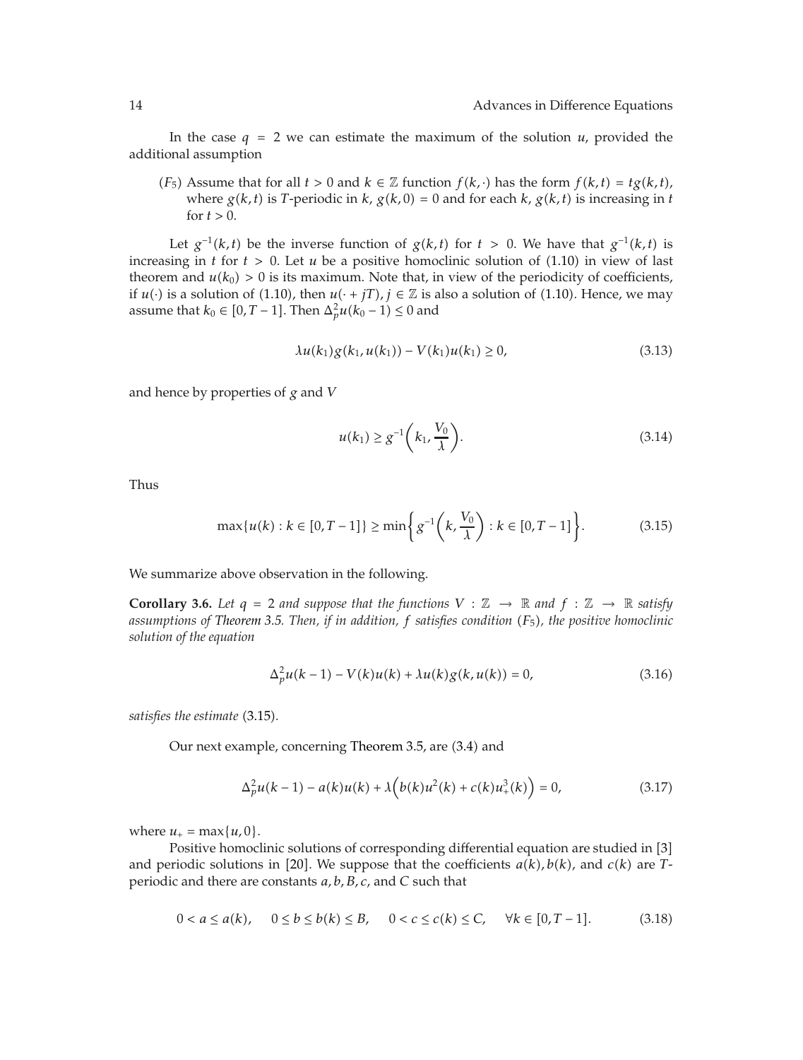In the case $q = 2$ we can estimate the maximum of the solution $u$, provided the additional assumption

($F_5$) Assume that for all $t > 0$ and $k \in \mathbb{Z}$ function $f(k, \cdot)$ has the form $f(k,t) = tg(k,t)$, where $g(k,t)$ is $T$-periodic in $k$, $g(k,0) = 0$ and for each $k$, $g(k,t)$ is increasing in $t$ for $t > 0$.

Let $g^{-1}(k,t)$ be the inverse function of $g(k,t)$ for $t > 0$. We have that $g^{-1}(k,t)$ is increasing in $t$ for $t > 0$. Let $u$ be a positive homoclinic solution of (1.10) in view of last theorem and $u(k_0) > 0$ is its maximum. Note that, in view of the periodicity of coefficients, if $u(\cdot)$ is a solution of (1.10), then $u(\cdot + jT)$, $j \in \mathbb{Z}$ is also a solution of (1.10). Hence, we may assume that $k_0 \in [0, T-1]$. Then $\Delta_p^2 u(k_0 - 1) \leq 0$ and

$$\lambda u(k_1) g(k_1, u(k_1)) - V(k_1) u(k_1) \geq 0, \tag{3.13}$$

and hence by properties of $g$ and $V$

$$u(k_1) \geq g^{-1}\left(k_1, \frac{V_0}{\lambda}\right). \tag{3.14}$$

Thus

$$\max\{u(k) : k \in [0, T-1]\} \geq \min\left\{ g^{-1}\left(k, \frac{V_0}{\lambda}\right) : k \in [0, T-1] \right\}. \tag{3.15}$$

We summarize above observation in the following.

**Corollary 3.6.** *Let $q = 2$ and suppose that the functions $V : \mathbb{Z} \to \mathbb{R}$ and $f : \mathbb{Z} \to \mathbb{R}$ satisfy assumptions of Theorem 3.5. Then, if in addition, $f$ satisfies condition ($F_5$), the positive homoclinic solution of the equation*

$$\Delta_p^2 u(k-1) - V(k) u(k) + \lambda u(k) g(k, u(k)) = 0, \tag{3.16}$$

*satisfies the estimate* (3.15).

Our next example, concerning Theorem 3.5, are (3.4) and

$$\Delta_p^2 u(k-1) - a(k) u(k) + \lambda\left(b(k) u^2(k) + c(k) u_+^3(k)\right) = 0, \tag{3.17}$$

where $u_+ = \max\{u, 0\}$.

Positive homoclinic solutions of corresponding differential equation are studied in [3] and periodic solutions in [20]. We suppose that the coefficients $a(k), b(k)$, and $c(k)$ are $T$-periodic and there are constants $a, b, B, c$, and $C$ such that

$$0 < a \leq a(k), \quad 0 \leq b \leq b(k) \leq B, \quad 0 < c \leq c(k) \leq C, \quad \forall k \in [0, T-1]. \tag{3.18}$$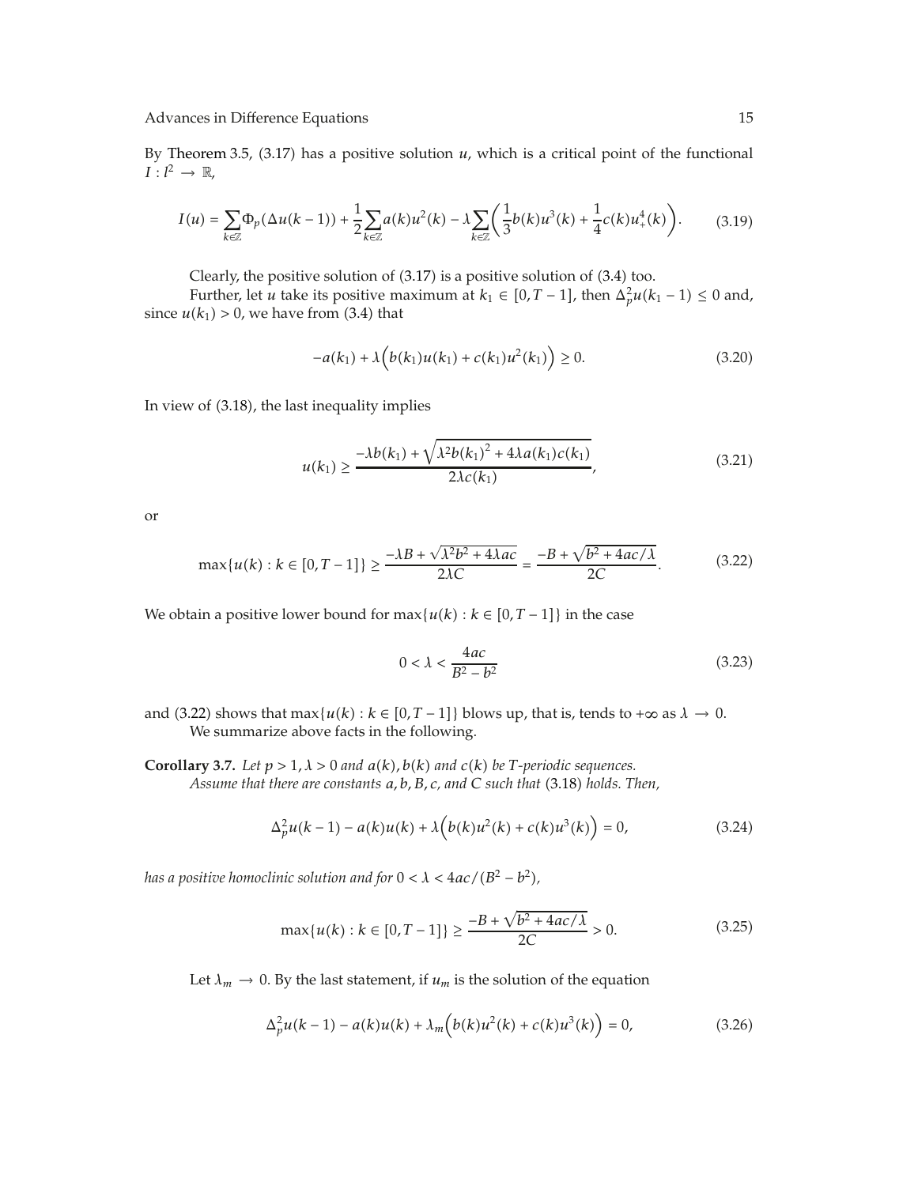By Theorem 3.5, (3.17) has a positive solution $u$, which is a critical point of the functional $I : l^2 \to \mathbb{R}$,

$$I(u) = \sum_{k\in\mathbb{Z}} \Phi_p(\Delta u(k-1)) + \frac{1}{2}\sum_{k\in\mathbb{Z}} a(k)u^2(k) - \lambda \sum_{k\in\mathbb{Z}} \left(\frac{1}{3}b(k)u^3(k) + \frac{1}{4}c(k)u_+^4(k)\right). \tag{3.19}$$

Clearly, the positive solution of (3.17) is a positive solution of (3.4) too.

Further, let $u$ take its positive maximum at $k_1 \in [0, T-1]$, then $\Delta_p^2 u(k_1 - 1) \leq 0$ and, since $u(k_1) > 0$, we have from (3.4) that

$$-a(k_1) + \lambda\Big(b(k_1)u(k_1) + c(k_1)u^2(k_1)\Big) \geq 0. \tag{3.20}$$

In view of (3.18), the last inequality implies

$$u(k_1) \geq \frac{-\lambda b(k_1) + \sqrt{\lambda^2 b(k_1)^2 + 4\lambda a(k_1)c(k_1)}}{2\lambda c(k_1)}, \tag{3.21}$$

or

$$\max\{u(k) : k \in [0, T-1]\} \geq \frac{-\lambda B + \sqrt{\lambda^2 b^2 + 4\lambda ac}}{2\lambda C} = \frac{-B + \sqrt{b^2 + 4ac/\lambda}}{2C}. \tag{3.22}$$

We obtain a positive lower bound for $\max\{u(k) : k \in [0, T-1]\}$ in the case

$$0 < \lambda < \frac{4ac}{B^2 - b^2} \tag{3.23}$$

and (3.22) shows that $\max\{u(k) : k \in [0, T-1]\}$ blows up, that is, tends to $+\infty$ as $\lambda \to 0$.

We summarize above facts in the following.

**Corollary 3.7.** *Let $p > 1$, $\lambda > 0$ and $a(k), b(k)$ and $c(k)$ be $T$-periodic sequences.*

*Assume that there are constants $a, b, B, c$, and $C$ such that* (3.18) *holds. Then,*

$$\Delta_p^2 u(k-1) - a(k)u(k) + \lambda\Big(b(k)u^2(k) + c(k)u^3(k)\Big) = 0, \tag{3.24}$$

*has a positive homoclinic solution and for $0 < \lambda < 4ac/(B^2 - b^2)$,*

$$\max\{u(k) : k \in [0, T-1]\} \geq \frac{-B + \sqrt{b^2 + 4ac/\lambda}}{2C} > 0. \tag{3.25}$$

Let $\lambda_m \to 0$. By the last statement, if $u_m$ is the solution of the equation

$$\Delta_p^2 u(k-1) - a(k)u(k) + \lambda_m\Big(b(k)u^2(k) + c(k)u^3(k)\Big) = 0, \tag{3.26}$$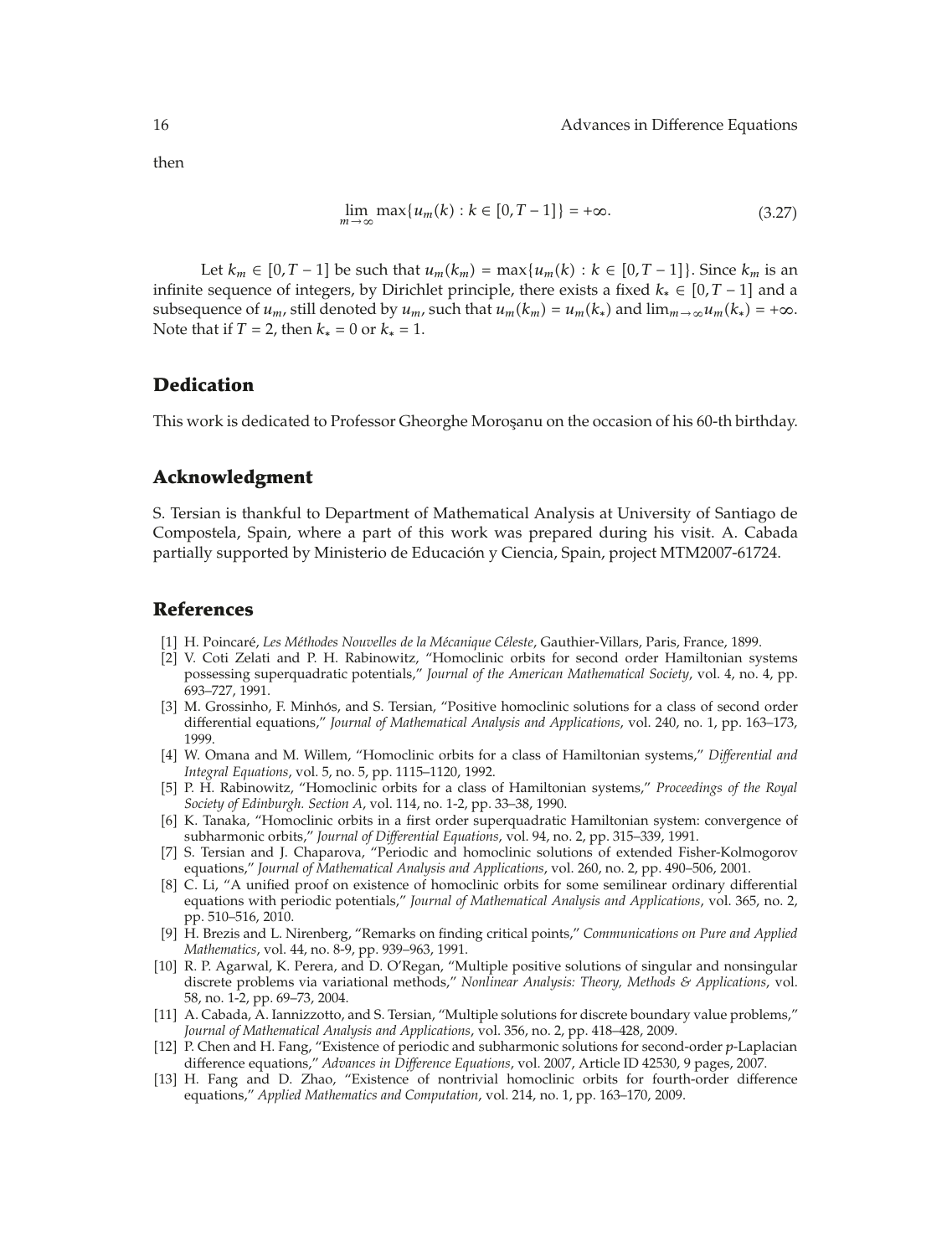then

$$\lim_{m \to \infty} \max\{u_m(k) : k \in [0, T-1]\} = +\infty. \tag{3.27}$$

Let $k_m \in [0, T-1]$ be such that $u_m(k_m) = \max\{u_m(k) : k \in [0, T-1]\}$. Since $k_m$ is an infinite sequence of integers, by Dirichlet principle, there exists a fixed $k_* \in [0, T-1]$ and a subsequence of $u_m$, still denoted by $u_m$, such that $u_m(k_m) = u_m(k_*)$ and $\lim_{m \to \infty} u_m(k_*) = +\infty$. Note that if $T = 2$, then $k_* = 0$ or $k_* = 1$.

## Dedication

This work is dedicated to Professor Gheorghe Moroşanu on the occasion of his 60-th birthday.

## Acknowledgment

S. Tersian is thankful to Department of Mathematical Analysis at University of Santiago de Compostela, Spain, where a part of this work was prepared during his visit. A. Cabada partially supported by Ministerio de Educación y Ciencia, Spain, project MTM2007-61724.

## References

[1] H. Poincaré, *Les Méthodes Nouvelles de la Mécanique Céleste*, Gauthier-Villars, Paris, France, 1899.

[2] V. Coti Zelati and P. H. Rabinowitz, "Homoclinic orbits for second order Hamiltonian systems possessing superquadratic potentials," *Journal of the American Mathematical Society*, vol. 4, no. 4, pp. 693–727, 1991.

[3] M. Grossinho, F. Minhós, and S. Tersian, "Positive homoclinic solutions for a class of second order differential equations," *Journal of Mathematical Analysis and Applications*, vol. 240, no. 1, pp. 163–173, 1999.

[4] W. Omana and M. Willem, "Homoclinic orbits for a class of Hamiltonian systems," *Differential and Integral Equations*, vol. 5, no. 5, pp. 1115–1120, 1992.

[5] P. H. Rabinowitz, "Homoclinic orbits for a class of Hamiltonian systems," *Proceedings of the Royal Society of Edinburgh. Section A*, vol. 114, no. 1-2, pp. 33–38, 1990.

[6] K. Tanaka, "Homoclinic orbits in a first order superquadratic Hamiltonian system: convergence of subharmonic orbits," *Journal of Differential Equations*, vol. 94, no. 2, pp. 315–339, 1991.

[7] S. Tersian and J. Chaparova, "Periodic and homoclinic solutions of extended Fisher-Kolmogorov equations," *Journal of Mathematical Analysis and Applications*, vol. 260, no. 2, pp. 490–506, 2001.

[8] C. Li, "A unified proof on existence of homoclinic orbits for some semilinear ordinary differential equations with periodic potentials," *Journal of Mathematical Analysis and Applications*, vol. 365, no. 2, pp. 510–516, 2010.

[9] H. Brezis and L. Nirenberg, "Remarks on finding critical points," *Communications on Pure and Applied Mathematics*, vol. 44, no. 8-9, pp. 939–963, 1991.

[10] R. P. Agarwal, K. Perera, and D. O'Regan, "Multiple positive solutions of singular and nonsingular discrete problems via variational methods," *Nonlinear Analysis: Theory, Methods & Applications*, vol. 58, no. 1-2, pp. 69–73, 2004.

[11] A. Cabada, A. Iannizzotto, and S. Tersian, "Multiple solutions for discrete boundary value problems," *Journal of Mathematical Analysis and Applications*, vol. 356, no. 2, pp. 418–428, 2009.

[12] P. Chen and H. Fang, "Existence of periodic and subharmonic solutions for second-order $p$-Laplacian difference equations," *Advances in Difference Equations*, vol. 2007, Article ID 42530, 9 pages, 2007.

[13] H. Fang and D. Zhao, "Existence of nontrivial homoclinic orbits for fourth-order difference equations," *Applied Mathematics and Computation*, vol. 214, no. 1, pp. 163–170, 2009.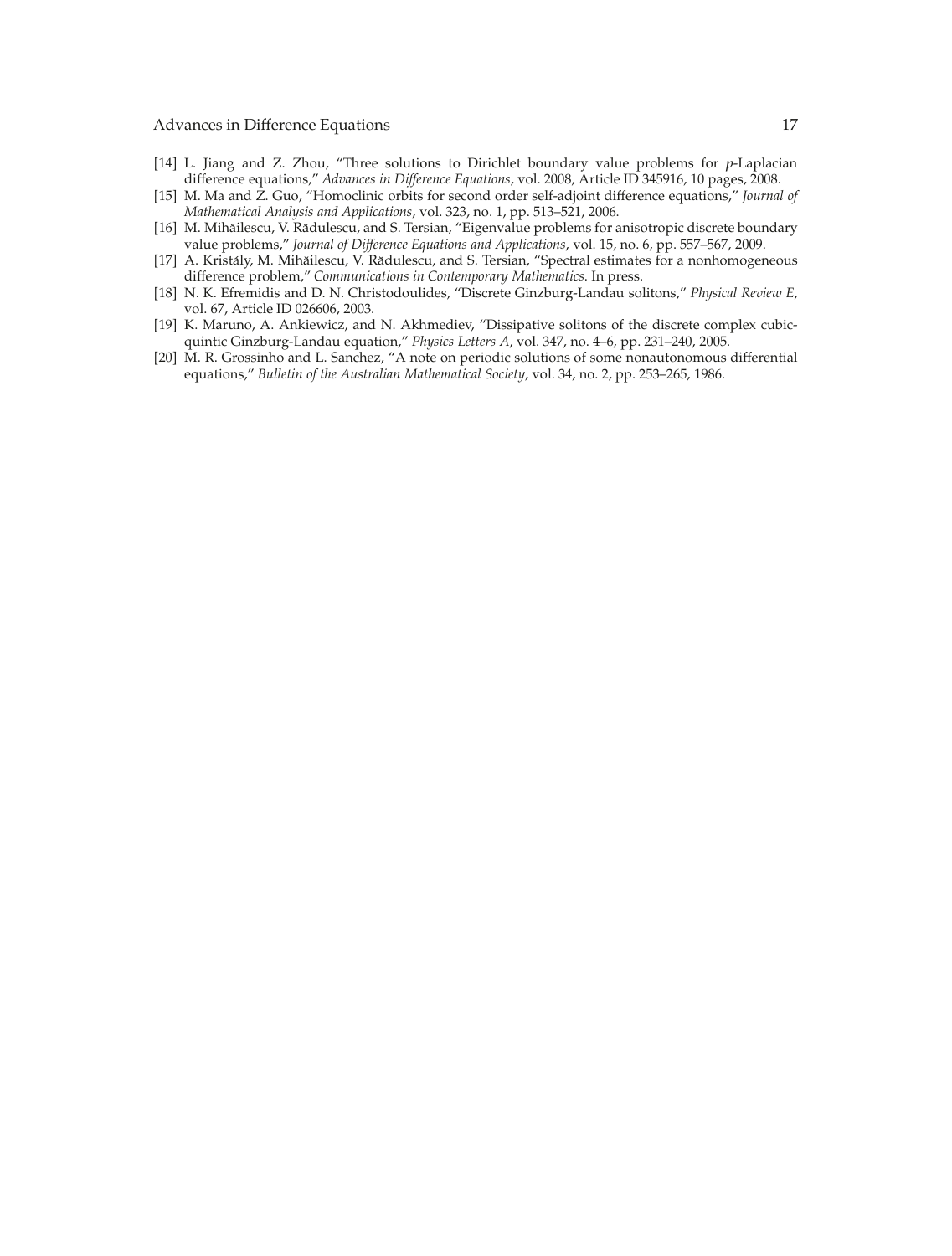[14] L. Jiang and Z. Zhou, "Three solutions to Dirichlet boundary value problems for $p$-Laplacian difference equations," *Advances in Difference Equations*, vol. 2008, Article ID 345916, 10 pages, 2008.

[15] M. Ma and Z. Guo, "Homoclinic orbits for second order self-adjoint difference equations," *Journal of Mathematical Analysis and Applications*, vol. 323, no. 1, pp. 513–521, 2006.

[16] M. Mihăilescu, V. Rădulescu, and S. Tersian, "Eigenvalue problems for anisotropic discrete boundary value problems," *Journal of Difference Equations and Applications*, vol. 15, no. 6, pp. 557–567, 2009.

[17] A. Kristály, M. Mihăilescu, V. Rădulescu, and S. Tersian, "Spectral estimates for a nonhomogeneous difference problem," *Communications in Contemporary Mathematics*. In press.

[18] N. K. Efremidis and D. N. Christodoulides, "Discrete Ginzburg-Landau solitons," *Physical Review E*, vol. 67, Article ID 026606, 2003.

[19] K. Maruno, A. Ankiewicz, and N. Akhmediev, "Dissipative solitons of the discrete complex cubic-quintic Ginzburg-Landau equation," *Physics Letters A*, vol. 347, no. 4–6, pp. 231–240, 2005.

[20] M. R. Grossinho and L. Sanchez, "A note on periodic solutions of some nonautonomous differential equations," *Bulletin of the Australian Mathematical Society*, vol. 34, no. 2, pp. 253–265, 1986.